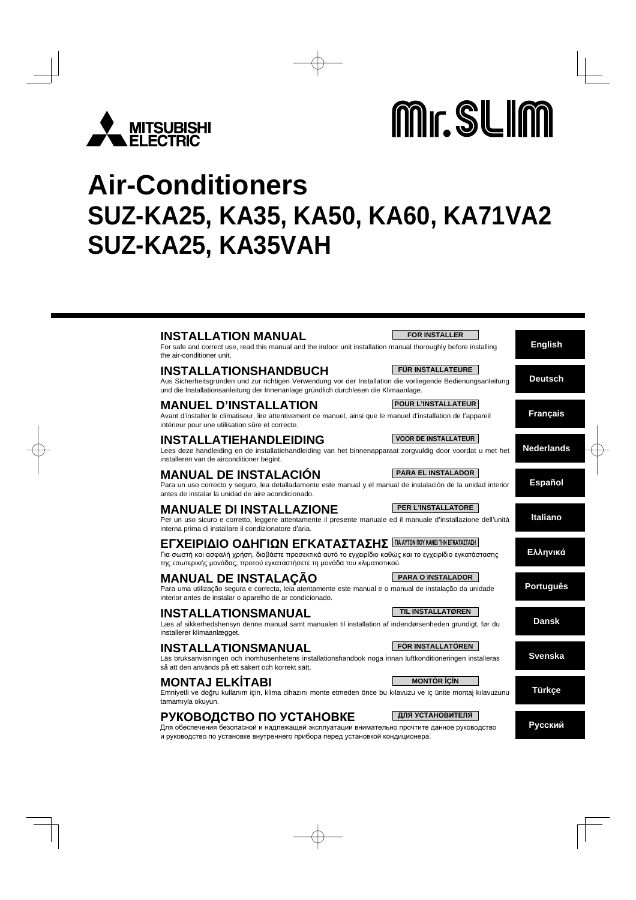MITSUBISHI ELECTRIC

Mr.SLIM

# Air-Conditioners
## SUZ-KA25, KA35, KA50, KA60, KA71VA2
## SUZ-KA25, KA35VAH

### INSTALLATION MANUAL

**FOR INSTALLER**

For safe and correct use, read this manual and the indoor unit installation manual thoroughly before installing the air-conditioner unit.

**English**

### INSTALLATIONSHANDBUCH

**FÜR INSTALLATEURE**

Aus Sicherheitsgründen und zur richtigen Verwendung vor der Installation die vorliegende Bedienungsanleitung und die Installationsanleitung der Innenanlage gründlich durchlesen die Klimaanlage.

**Deutsch**

### MANUEL D'INSTALLATION

**POUR L'INSTALLATEUR**

Avant d'installer le climatiseur, lire attentivement ce manuel, ainsi que le manuel d'installation de l'appareil intérieur pour une utilisation sûre et correcte.

**Français**

### INSTALLATIEHANDLEIDING

**VOOR DE INSTALLATEUR**

Lees deze handleiding en de installatiehandleiding van het binnenapparaat zorgvuldig door voordat u met het installeren van de airconditioner begint.

**Nederlands**

### MANUAL DE INSTALACIÓN

**PARA EL INSTALADOR**

Para un uso correcto y seguro, lea detalladamente este manual y el manual de instalación de la unidad interior antes de instalar la unidad de aire acondicionado.

**Español**

### MANUALE DI INSTALLAZIONE

**PER L'INSTALLATORE**

Per un uso sicuro e corretto, leggere attentamente il presente manuale ed il manuale d'installazione dell'unità interna prima di installare il condizionatore d'aria.

**Italiano**

### ΕΓΧΕΙΡΙΔΙΟ ΟΔΗΓΙΩΝ ΕΓΚΑΤΑΣΤΑΣΗΣ

**ΓΙΑ ΑΥΤΟΝ ΠΟΥ ΚΑΝΕΙ ΤΗΝ ΕΓΚΑΤΑΣΤΑΣΗ**

Για σωστή και ασφαλή χρήση, διαβάστε προσεκτικά αυτό το εγχειρίδιο καθώς και το εγχειρίδιο εγκατάστασης της εσωτερικής μονάδας, προτού εγκαταστήσετε τη μονάδα του κλιματιστικού.

**Ελληνικά**

### MANUAL DE INSTALAÇÃO

**PARA O INSTALADOR**

Para uma utilização segura e correcta, leia atentamente este manual e o manual de instalação da unidade interior antes de instalar o aparelho de ar condicionado.

**Português**

### INSTALLATIONSMANUAL

**TIL INSTALLATØREN**

Læs af sikkerhedshensyn denne manual samt manualen til installation af indendørsenheden grundigt, før du installerer klimaanlægget.

**Dansk**

### INSTALLATIONSMANUAL

**FÖR INSTALLATÖREN**

Läs bruksanvisningen och inomhusenhetens installationshandbok noga innan luftkonditioneringen installeras så att den används på ett säkert och korrekt sätt.

**Svenska**

### MONTAJ ELKİTABI

**MONTÖR İÇİN**

Emniyetli ve doğru kullanım için, klima cihazını monte etmeden önce bu kılavuzu ve iç ünite montaj kılavuzunu tamamıyla okuyun.

**Türkçe**

### РУКОВОДСТВО ПО УСТАНОВКЕ

**ДЛЯ УСТАНОВИТЕЛЯ**

Для обеспечения безопасной и надлежащей эксплуатации внимательно прочтите данное руководство и руководство по установке внутреннего прибора перед установкой кондиционера.

**Русский**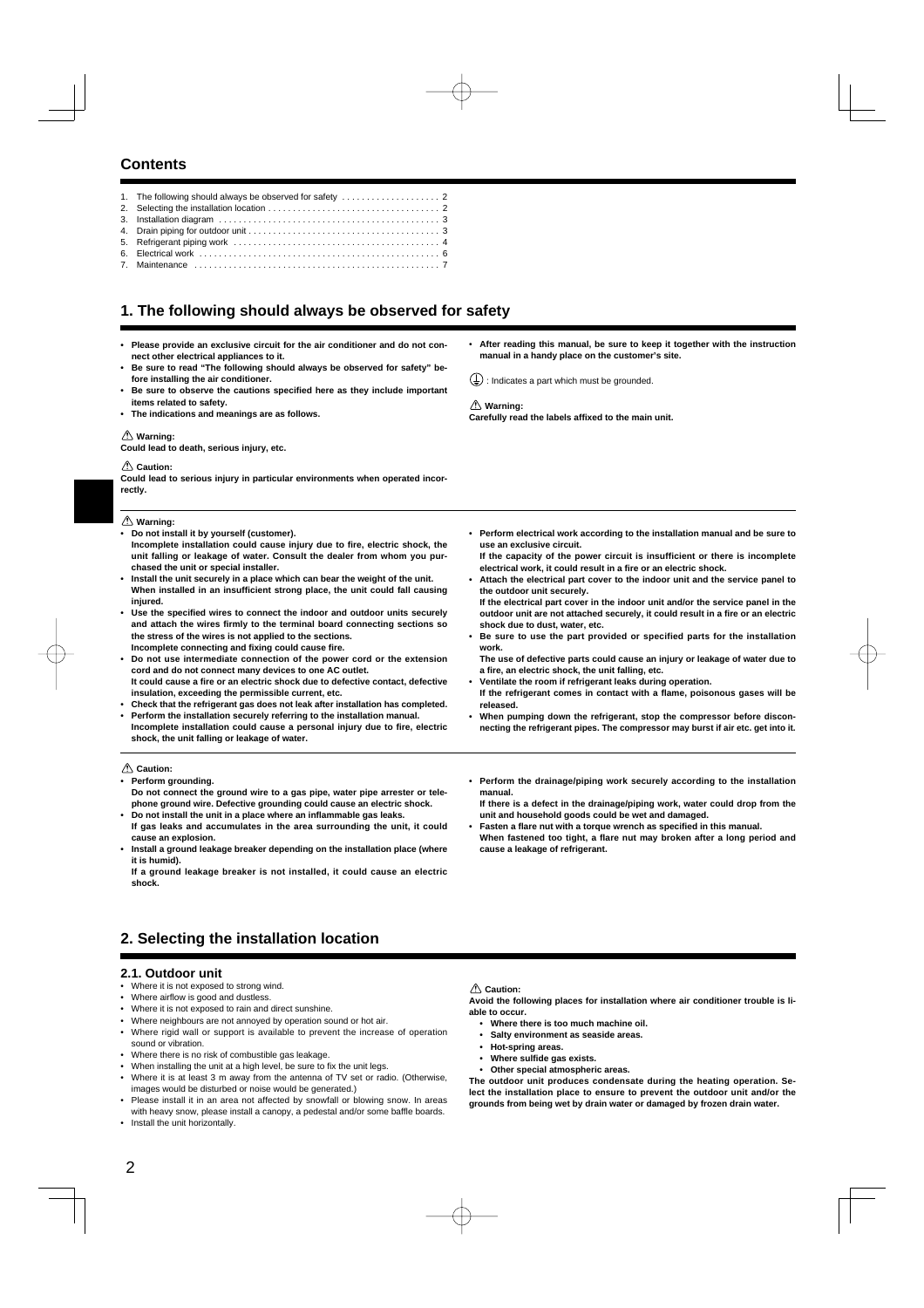## Contents

1. The following should always be observed for safety .................... 2
2. Selecting the installation location .................................... 2
3. Installation diagram ............................................ 3
4. Drain piping for outdoor unit ........................................ 3
5. Refrigerant piping work .......................................... 4
6. Electrical work ................................................. 6
7. Maintenance .................................................. 7

## 1. The following should always be observed for safety

- **Please provide an exclusive circuit for the air conditioner and do not connect other electrical appliances to it.**
- **Be sure to read "The following should always be observed for safety" before installing the air conditioner.**
- **Be sure to observe the cautions specified here as they include important items related to safety.**
- **The indications and meanings are as follows.**

⚠ **Warning:**
**Could lead to death, serious injury, etc.**

⚠ **Caution:**
**Could lead to serious injury in particular environments when operated incorrectly.**

- **After reading this manual, be sure to keep it together with the instruction manual in a handy place on the customer's site.**

⏚ : Indicates a part which must be grounded.

⚠ **Warning:**
**Carefully read the labels affixed to the main unit.**

⚠ **Warning:**

- **Do not install it by yourself (customer).**
  **Incomplete installation could cause injury due to fire, electric shock, the unit falling or leakage of water. Consult the dealer from whom you purchased the unit or special installer.**
- **Install the unit securely in a place which can bear the weight of the unit.**
  **When installed in an insufficient strong place, the unit could fall causing injured.**
- **Use the specified wires to connect the indoor and outdoor units securely and attach the wires firmly to the terminal board connecting sections so the stress of the wires is not applied to the sections.**
  **Incomplete connecting and fixing could cause fire.**
- **Do not use intermediate connection of the power cord or the extension cord and do not connect many devices to one AC outlet.**
  **It could cause a fire or an electric shock due to defective contact, defective insulation, exceeding the permissible current, etc.**
- **Check that the refrigerant gas does not leak after installation has completed.**
- **Perform the installation securely referring to the installation manual.**
  **Incomplete installation could cause a personal injury due to fire, electric shock, the unit falling or leakage of water.**
- **Perform electrical work according to the installation manual and be sure to use an exclusive circuit.**
  **If the capacity of the power circuit is insufficient or there is incomplete electrical work, it could result in a fire or an electric shock.**
- **Attach the electrical part cover to the indoor unit and the service panel to the outdoor unit securely.**
  **If the electrical part cover in the indoor unit and/or the service panel in the outdoor unit are not attached securely, it could result in a fire or an electric shock due to dust, water, etc.**
- **Be sure to use the part provided or specified parts for the installation work.**
  **The use of defective parts could cause an injury or leakage of water due to a fire, an electric shock, the unit falling, etc.**
- **Ventilate the room if refrigerant leaks during operation.**
  **If the refrigerant comes in contact with a flame, poisonous gases will be released.**
- **When pumping down the refrigerant, stop the compressor before disconnecting the refrigerant pipes. The compressor may burst if air etc. get into it.**

⚠ **Caution:**

- **Perform grounding.**
  **Do not connect the ground wire to a gas pipe, water pipe arrester or telephone ground wire. Defective grounding could cause an electric shock.**
- **Do not install the unit in a place where an inflammable gas leaks.**
  **If gas leaks and accumulates in the area surrounding the unit, it could cause an explosion.**
- **Install a ground leakage breaker depending on the installation place (where it is humid).**
  **If a ground leakage breaker is not installed, it could cause an electric shock.**
- **Perform the drainage/piping work securely according to the installation manual.**
  **If there is a defect in the drainage/piping work, water could drop from the unit and household goods could be wet and damaged.**
- **Fasten a flare nut with a torque wrench as specified in this manual.**
  **When fastened too tight, a flare nut may broken after a long period and cause a leakage of refrigerant.**

## 2. Selecting the installation location

### 2.1. Outdoor unit

- Where it is not exposed to strong wind.
- Where airflow is good and dustless.
- Where it is not exposed to rain and direct sunshine.
- Where neighbours are not annoyed by operation sound or hot air.
- Where rigid wall or support is available to prevent the increase of operation sound or vibration.
- Where there is no risk of combustible gas leakage.
- When installing the unit at a high level, be sure to fix the unit legs.
- Where it is at least 3 m away from the antenna of TV set or radio. (Otherwise, images would be disturbed or noise would be generated.)
- Please install it in an area not affected by snowfall or blowing snow. In areas with heavy snow, please install a canopy, a pedestal and/or some baffle boards.
- Install the unit horizontally.

⚠ **Caution:**
**Avoid the following places for installation where air conditioner trouble is liable to occur.**

- **Where there is too much machine oil.**
- **Salty environment as seaside areas.**
- **Hot-spring areas.**
- **Where sulfide gas exists.**
- **Other special atmospheric areas.**

**The outdoor unit produces condensate during the heating operation. Select the installation place to ensure to prevent the outdoor unit and/or the grounds from being wet by drain water or damaged by frozen drain water.**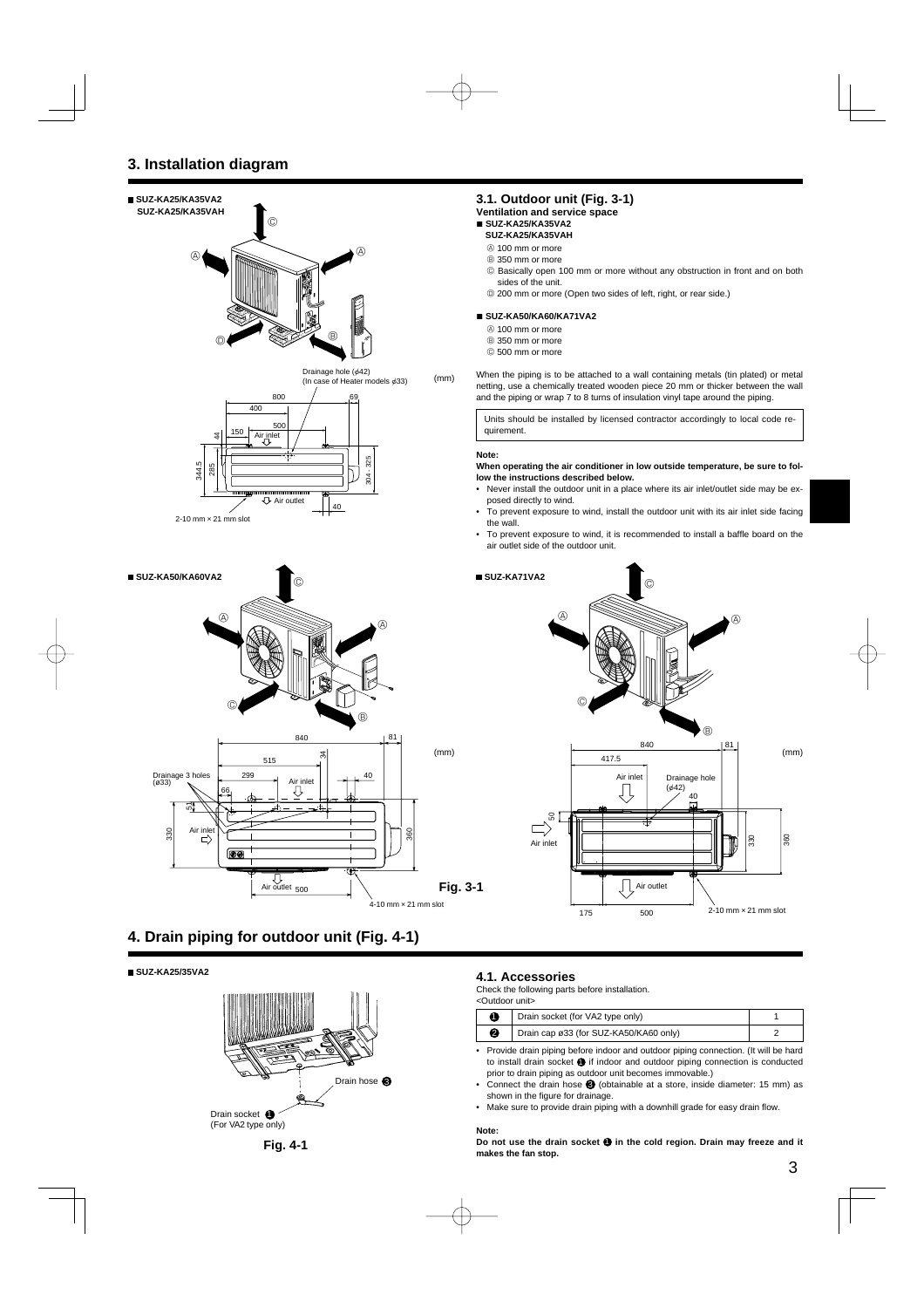# 3. Installation diagram

■ SUZ-KA25/KA35VA2
SUZ-KA25/KA35VAH

■ SUZ-KA50/KA60VA2

■ SUZ-KA71VA2

Fig. 3-1

## 3.1. Outdoor unit (Fig. 3-1)

**Ventilation and service space**

■ **SUZ-KA25/KA35VA2**
**SUZ-KA25/KA35VAH**

Ⓐ 100 mm or more
Ⓑ 350 mm or more
Ⓒ Basically open 100 mm or more without any obstruction in front and on both sides of the unit.
Ⓓ 200 mm or more (Open two sides of left, right, or rear side.)

■ **SUZ-KA50/KA60/KA71VA2**

Ⓐ 100 mm or more
Ⓑ 350 mm or more
Ⓒ 500 mm or more

When the piping is to be attached to a wall containing metals (tin plated) or metal netting, use a chemically treated wooden piece 20 mm or thicker between the wall and the piping or wrap 7 to 8 turns of insulation vinyl tape around the piping.

Units should be installed by licensed contractor accordingly to local code requirement.

**Note:**

**When operating the air conditioner in low outside temperature, be sure to follow the instructions described below.**

- Never install the outdoor unit in a place where its air inlet/outlet side may be exposed directly to wind.
- To prevent exposure to wind, install the outdoor unit with its air inlet side facing the wall.
- To prevent exposure to wind, it is recommended to install a baffle board on the air outlet side of the outdoor unit.

# 4. Drain piping for outdoor unit (Fig. 4-1)

■ SUZ-KA25/35VA2

Fig. 4-1

## 4.1. Accessories

Check the following parts before installation.
<Outdoor unit>

| | | |
|---|---|---|
| ❶ | Drain socket (for VA2 type only) | 1 |
| ❷ | Drain cap ø33 (for SUZ-KA50/KA60 only) | 2 |

- Provide drain piping before indoor and outdoor piping connection. (It will be hard to install drain socket ❶ if indoor and outdoor piping connection is conducted prior to drain piping as outdoor unit becomes immovable.)
- Connect the drain hose ❸ (obtainable at a store, inside diameter: 15 mm) as shown in the figure for drainage.
- Make sure to provide drain piping with a downhill grade for easy drain flow.

**Note:**

**Do not use the drain socket ❶ in the cold region. Drain may freeze and it makes the fan stop.**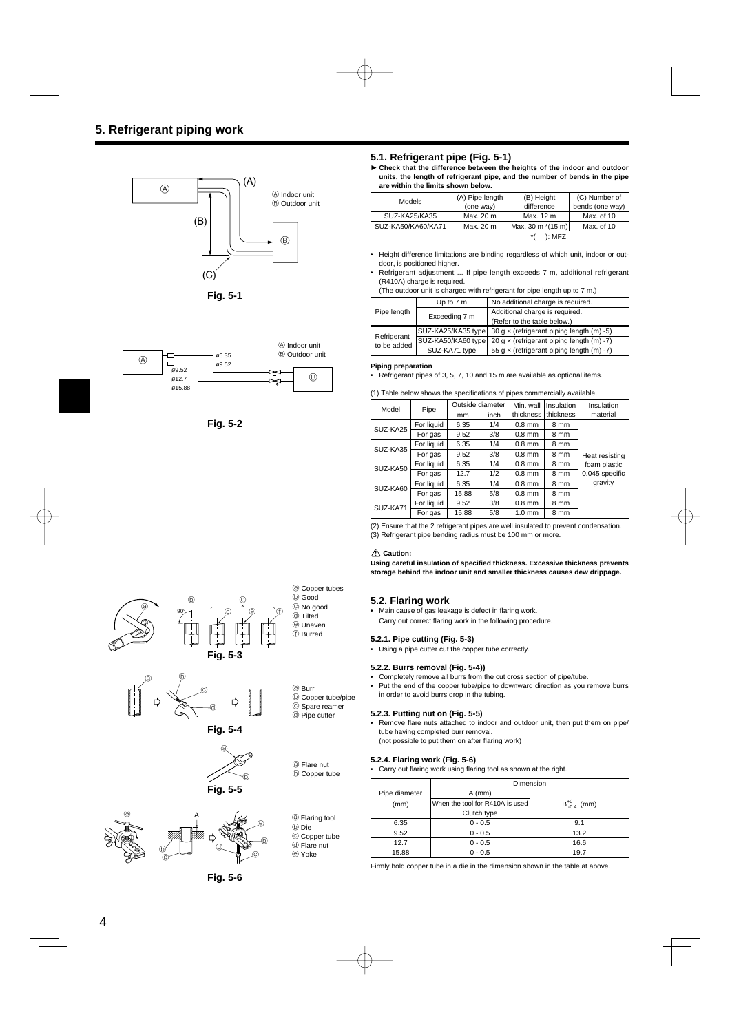# 5. Refrigerant piping work

Ⓐ Indoor unit
Ⓑ Outdoor unit

Fig. 5-1

Ⓐ Indoor unit
Ⓑ Outdoor unit

Fig. 5-2

ⓐ Copper tubes
ⓑ Good
ⓒ No good
ⓓ Tilted
ⓔ Uneven
ⓕ Burred

Fig. 5-3

ⓐ Burr
ⓑ Copper tube/pipe
ⓒ Spare reamer
ⓓ Pipe cutter

Fig. 5-4

ⓐ Flare nut
ⓑ Copper tube

Fig. 5-5

ⓐ Flaring tool
ⓑ Die
ⓒ Copper tube
ⓓ Flare nut
ⓔ Yoke

Fig. 5-6

## 5.1. Refrigerant pipe (Fig. 5-1)

► **Check that the difference between the heights of the indoor and outdoor units, the length of refrigerant pipe, and the number of bends in the pipe are within the limits shown below.**

| Models | (A) Pipe length (one way) | (B) Height difference | (C) Number of bends (one way) |
|---|---|---|---|
| SUZ-KA25/KA35 | Max. 20 m | Max. 12 m | Max. of 10 |
| SUZ-KA50/KA60/KA71 | Max. 20 m | Max. 30 m *(15 m) | Max. of 10 |

*( ): MFZ

- Height difference limitations are binding regardless of which unit, indoor or outdoor, is positioned higher.
- Refrigerant adjustment ... If pipe length exceeds 7 m, additional refrigerant (R410A) charge is required.
  (The outdoor unit is charged with refrigerant for pipe length up to 7 m.)

| | | |
|---|---|---|
| Pipe length | Up to 7 m | No additional charge is required. |
| | Exceeding 7 m | Additional charge is required. (Refer to the table below.) |
| Refrigerant to be added | SUZ-KA25/KA35 type | 30 g × (refrigerant piping length (m) -5) |
| | SUZ-KA50/KA60 type | 20 g × (refrigerant piping length (m) -7) |
| | SUZ-KA71 type | 55 g × (refrigerant piping length (m) -7) |

**Piping preparation**

- Refrigerant pipes of 3, 5, 7, 10 and 15 m are available as optional items.

(1) Table below shows the specifications of pipes commercially available.

| Model | Pipe | Outside diameter | | Min. wall thickness | Insulation thickness | Insulation material |
|---|---|---|---|---|---|---|
| | | mm | inch | | | |
| SUZ-KA25 | For liquid | 6.35 | 1/4 | 0.8 mm | 8 mm | Heat resisting foam plastic 0.045 specific gravity |
| | For gas | 9.52 | 3/8 | 0.8 mm | 8 mm | |
| SUZ-KA35 | For liquid | 6.35 | 1/4 | 0.8 mm | 8 mm | |
| | For gas | 9.52 | 3/8 | 0.8 mm | 8 mm | |
| SUZ-KA50 | For liquid | 6.35 | 1/4 | 0.8 mm | 8 mm | |
| | For gas | 12.7 | 1/2 | 0.8 mm | 8 mm | |
| SUZ-KA60 | For liquid | 6.35 | 1/4 | 0.8 mm | 8 mm | |
| | For gas | 15.88 | 5/8 | 0.8 mm | 8 mm | |
| SUZ-KA71 | For liquid | 9.52 | 3/8 | 0.8 mm | 8 mm | |
| | For gas | 15.88 | 5/8 | 1.0 mm | 8 mm | |

(2) Ensure that the 2 refrigerant pipes are well insulated to prevent condensation.
(3) Refrigerant pipe bending radius must be 100 mm or more.

⚠ **Caution:**

**Using careful insulation of specified thickness. Excessive thickness prevents storage behind the indoor unit and smaller thickness causes dew drippage.**

## 5.2. Flaring work

- Main cause of gas leakage is defect in flaring work.
  Carry out correct flaring work in the following procedure.

### 5.2.1. Pipe cutting (Fig. 5-3)

- Using a pipe cutter cut the copper tube correctly.

### 5.2.2. Burrs removal (Fig. 5-4))

- Completely remove all burrs from the cut cross section of pipe/tube.
- Put the end of the copper tube/pipe to downward direction as you remove burrs in order to avoid burrs drop in the tubing.

### 5.2.3. Putting nut on (Fig. 5-5)

- Remove flare nuts attached to indoor and outdoor unit, then put them on pipe/tube having completed burr removal.
  (not possible to put them on after flaring work)

### 5.2.4. Flaring work (Fig. 5-6)

- Carry out flaring work using flaring tool as shown at the right.

| Pipe diameter (mm) | Dimension | |
|---|---|---|
| | A (mm) When the tool for R410A is used Clutch type | $B^{+0}_{-0.4}$ (mm) |
| 6.35 | 0 - 0.5 | 9.1 |
| 9.52 | 0 - 0.5 | 13.2 |
| 12.7 | 0 - 0.5 | 16.6 |
| 15.88 | 0 - 0.5 | 19.7 |

Firmly hold copper tube in a die in the dimension shown in the table at above.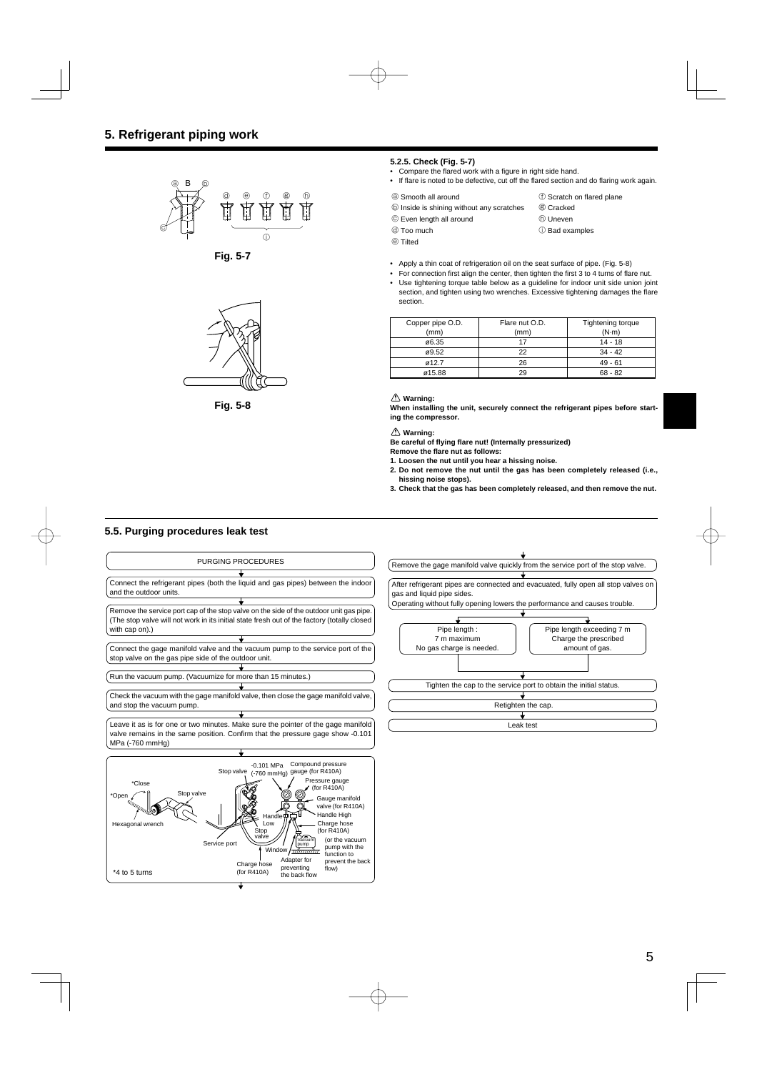# 5. Refrigerant piping work

Fig. 5-7

Fig. 5-8

### 5.2.5. Check (Fig. 5-7)

- Compare the flared work with a figure in right side hand.
- If flare is noted to be defective, cut off the flared section and do flaring work again.

ⓐ Smooth all around
ⓑ Inside is shining without any scratches
ⓒ Even length all around
ⓓ Too much
ⓔ Tilted
ⓕ Scratch on flared plane
ⓖ Cracked
ⓗ Uneven
ⓘ Bad examples

- Apply a thin coat of refrigeration oil on the seat surface of pipe. (Fig. 5-8)
- For connection first align the center, then tighten the first 3 to 4 turns of flare nut.
- Use tightening torque table below as a guideline for indoor unit side union joint section, and tighten using two wrenches. Excessive tightening damages the flare section.

| Copper pipe O.D. (mm) | Flare nut O.D. (mm) | Tightening torque (N·m) |
|---|---|---|
| ø6.35 | 17 | 14 - 18 |
| ø9.52 | 22 | 34 - 42 |
| ø12.7 | 26 | 49 - 61 |
| ø15.88 | 29 | 68 - 82 |

⚠ **Warning:**
**When installing the unit, securely connect the refrigerant pipes before starting the compressor.**

⚠ **Warning:**
**Be careful of flying flare nut! (Internally pressurized)**
**Remove the flare nut as follows:**
1. **Loosen the nut until you hear a hissing noise.**
2. **Do not remove the nut until the gas has been completely released (i.e., hissing noise stops).**
3. **Check that the gas has been completely released, and then remove the nut.**

## 5.5. Purging procedures leak test

PURGING PROCEDURES

↓

Connect the refrigerant pipes (both the liquid and gas pipes) between the indoor and the outdoor units.

↓

Remove the service port cap of the stop valve on the side of the outdoor unit gas pipe. (The stop valve will not work in its initial state fresh out of the factory (totally closed with cap on).)

↓

Connect the gage manifold valve and the vacuum pump to the service port of the stop valve on the gas pipe side of the outdoor unit.

↓

Run the vacuum pump. (Vacuumize for more than 15 minutes.)

↓

Check the vacuum with the gage manifold valve, then close the gage manifold valve, and stop the vacuum pump.

↓

Leave it as is for one or two minutes. Make sure the pointer of the gage manifold valve remains in the same position. Confirm that the pressure gage show -0.101 MPa (-760 mmHg)

↓

Stop valve, -0.101 MPa (-760 mmHg), Compound pressure gauge (for R410A), Pressure gauge (for R410A), *Close, *Open, Stop valve, Gauge manifold valve (for R410A), Handle High, Handle Low, Hexagonal wrench, Stop valve, Charge hose (for R410A), Service port, Vacuum pump (or the vacuum pump with the function to prevent the back flow), Window, Adapter for preventing the back flow, Charge hose (for R410A), *4 to 5 turns

↓

Remove the gage manifold valve quickly from the service port of the stop valve.

↓

After refrigerant pipes are connected and evacuated, fully open all stop valves on gas and liquid pipe sides.
Operating without fully opening lowers the performance and causes trouble.

↓

- Pipe length : 7 m maximum. No gas charge is needed.
- Pipe length exceeding 7 m. Charge the prescribed amount of gas.

↓

Tighten the cap to the service port to obtain the initial status.

↓

Retighten the cap.

↓

Leak test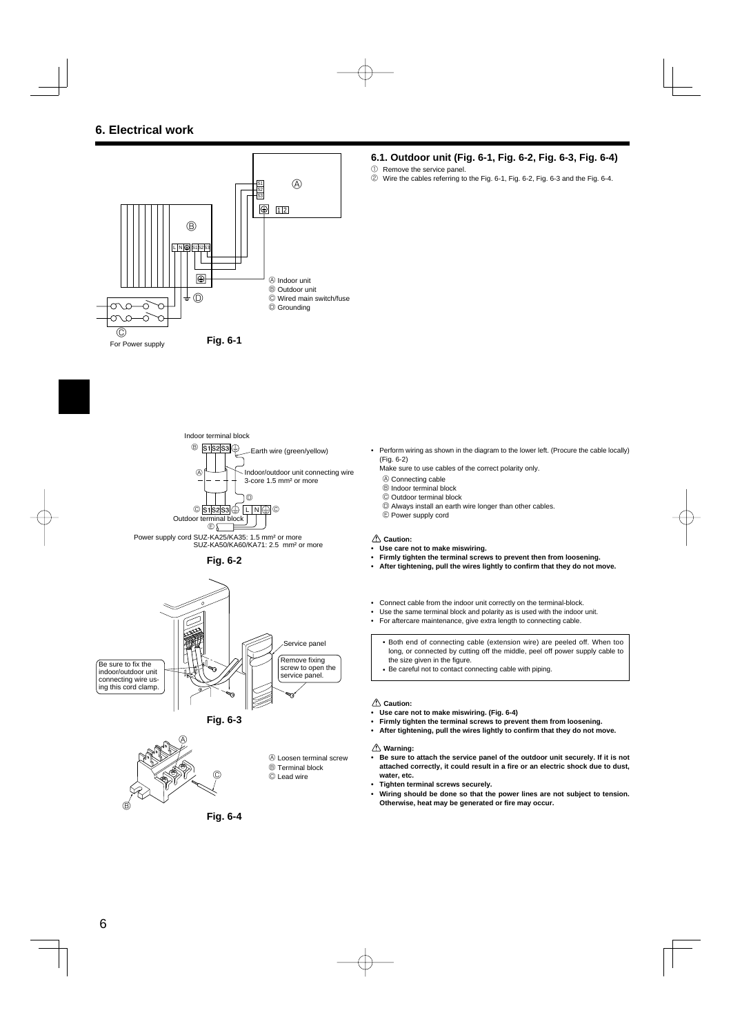# 6. Electrical work

Ⓐ Indoor unit
Ⓑ Outdoor unit
Ⓒ Wired main switch/fuse
Ⓓ Grounding

For Power supply

Fig. 6-1

## 6.1. Outdoor unit (Fig. 6-1, Fig. 6-2, Fig. 6-3, Fig. 6-4)

① Remove the service panel.
② Wire the cables referring to the Fig. 6-1, Fig. 6-2, Fig. 6-3 and the Fig. 6-4.

Indoor terminal block

Earth wire (green/yellow)

Indoor/outdoor unit connecting wire 3-core 1.5 mm² or more

Outdoor terminal block

Power supply cord SUZ-KA25/KA35: 1.5 mm² or more
SUZ-KA50/KA60/KA71: 2.5 mm² or more

Fig. 6-2

- Perform wiring as shown in the diagram to the lower left. (Procure the cable locally) (Fig. 6-2)
  Make sure to use cables of the correct polarity only.
  - Ⓐ Connecting cable
  - Ⓑ Indoor terminal block
  - Ⓒ Outdoor terminal block
  - Ⓓ Always install an earth wire longer than other cables.
  - Ⓔ Power supply cord

⚠ **Caution:**
- **Use care not to make miswiring.**
- **Firmly tighten the terminal screws to prevent then from loosening.**
- **After tightening, pull the wires lightly to confirm that they do not move.**

Be sure to fix the indoor/outdoor unit connecting wire using this cord clamp.

Service panel

Remove fixing screw to open the service panel.

Fig. 6-3

- Connect cable from the indoor unit correctly on the terminal-block.
- Use the same terminal block and polarity as is used with the indoor unit.
- For aftercare maintenance, give extra length to connecting cable.

> - Both end of connecting cable (extension wire) are peeled off. When too long, or connected by cutting off the middle, peel off power supply cable to the size given in the figure.
> - Be careful not to contact connecting cable with piping.

Ⓐ Loosen terminal screw
Ⓑ Terminal block
Ⓒ Lead wire

Fig. 6-4

⚠ **Caution:**
- **Use care not to make miswiring. (Fig. 6-4)**
- **Firmly tighten the terminal screws to prevent them from loosening.**
- **After tightening, pull the wires lightly to confirm that they do not move.**

⚠ **Warning:**
- **Be sure to attach the service panel of the outdoor unit securely. If it is not attached correctly, it could result in a fire or an electric shock due to dust, water, etc.**
- **Tighten terminal screws securely.**
- **Wiring should be done so that the power lines are not subject to tension. Otherwise, heat may be generated or fire may occur.**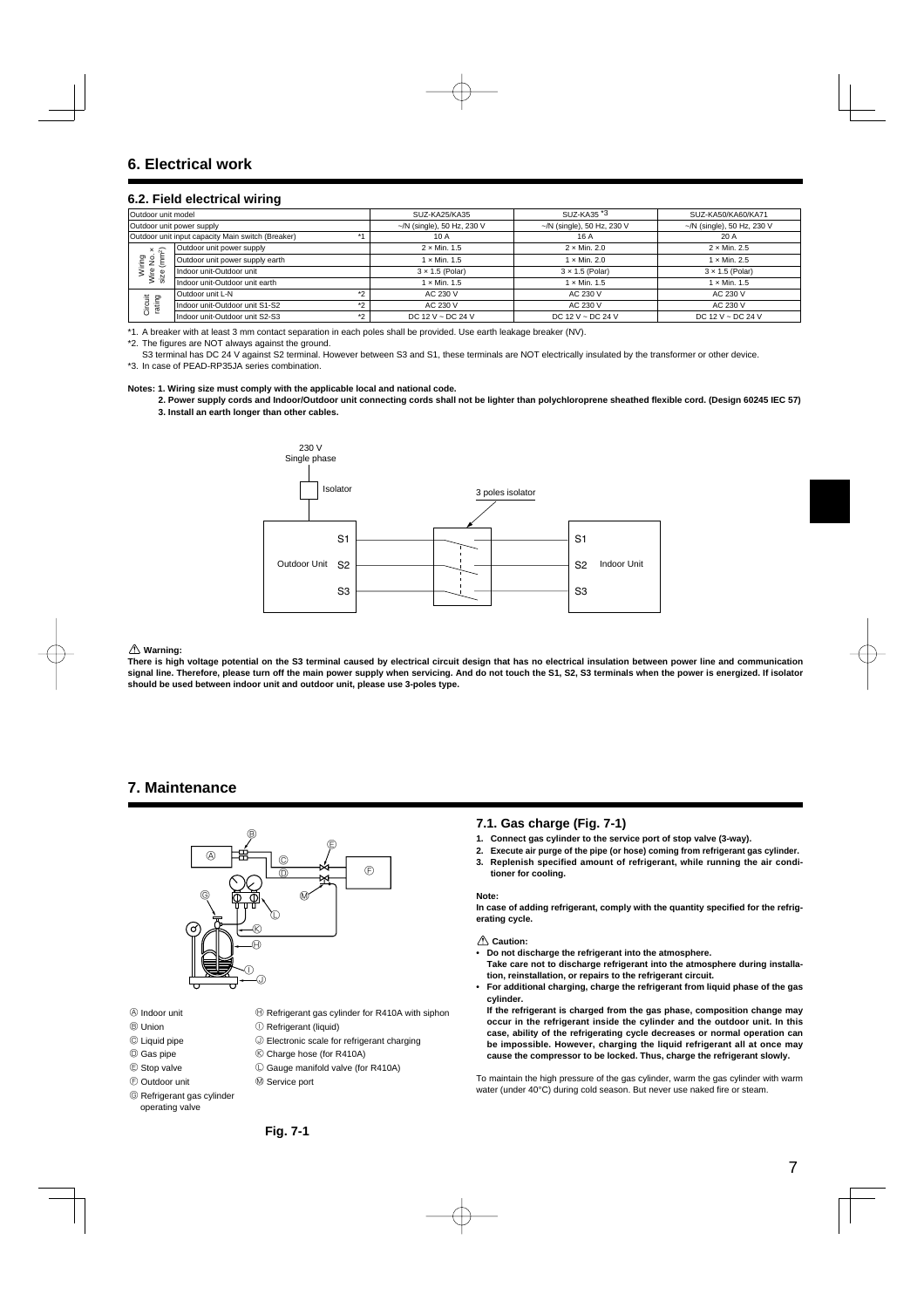## 6. Electrical work

### 6.2. Field electrical wiring

| Outdoor unit model | | | SUZ-KA25/KA35 | SUZ-KA35 *3 | SUZ-KA50/KA60/KA71 |
|---|---|---|---|---|---|
| Outdoor unit power supply | | | ~/N (single), 50 Hz, 230 V | ~/N (single), 50 Hz, 230 V | ~/N (single), 50 Hz, 230 V |
| Outdoor unit input capacity Main switch (Breaker) | | *1 | 10 A | 16 A | 20 A |
| Wiring Wire No. × size (mm²) | Outdoor unit power supply | | 2 × Min. 1.5 | 2 × Min. 2.0 | 2 × Min. 2.5 |
| | Outdoor unit power supply earth | | 1 × Min. 1.5 | 1 × Min. 2.0 | 1 × Min. 2.5 |
| | Indoor unit-Outdoor unit | | 3 × 1.5 (Polar) | 3 × 1.5 (Polar) | 3 × 1.5 (Polar) |
| | Indoor unit-Outdoor unit earth | | 1 × Min. 1.5 | 1 × Min. 1.5 | 1 × Min. 1.5 |
| Circuit rating | Outdoor unit L-N | *2 | AC 230 V | AC 230 V | AC 230 V |
| | Indoor unit-Outdoor unit S1-S2 | *2 | AC 230 V | AC 230 V | AC 230 V |
| | Indoor unit-Outdoor unit S2-S3 | *2 | DC 12 V ~ DC 24 V | DC 12 V ~ DC 24 V | DC 12 V ~ DC 24 V |

*1. A breaker with at least 3 mm contact separation in each poles shall be provided. Use earth leakage breaker (NV).

*2. The figures are NOT always against the ground.
S3 terminal has DC 24 V against S2 terminal. However between S3 and S1, these terminals are NOT electrically insulated by the transformer or other device.

*3. In case of PEAD-RP35JA series combination.

**Notes: 1. Wiring size must comply with the applicable local and national code.**

**2. Power supply cords and Indoor/Outdoor unit connecting cords shall not be lighter than polychloroprene sheathed flexible cord. (Design 60245 IEC 57)**

**3. Install an earth longer than other cables.**

230 V Single phase — Isolator — Outdoor Unit (S1, S2, S3) — 3 poles isolator — Indoor Unit (S1, S2, S3)

**⚠ Warning:**

**There is high voltage potential on the S3 terminal caused by electrical circuit design that has no electrical insulation between power line and communication signal line. Therefore, please turn off the main power supply when servicing. And do not touch the S1, S2, S3 terminals when the power is energized. If isolator should be used between indoor unit and outdoor unit, please use 3-poles type.**

## 7. Maintenance

Ⓐ Indoor unit
Ⓑ Union
Ⓒ Liquid pipe
Ⓓ Gas pipe
Ⓔ Stop valve
Ⓕ Outdoor unit
Ⓖ Refrigerant gas cylinder operating valve
Ⓗ Refrigerant gas cylinder for R410A with siphon
Ⓘ Refrigerant (liquid)
Ⓙ Electronic scale for refrigerant charging
Ⓚ Charge hose (for R410A)
Ⓛ Gauge manifold valve (for R410A)
Ⓜ Service port

**Fig. 7-1**

### 7.1. Gas charge (Fig. 7-1)

1. **Connect gas cylinder to the service port of stop valve (3-way).**
2. **Execute air purge of the pipe (or hose) coming from refrigerant gas cylinder.**
3. **Replenish specified amount of refrigerant, while running the air conditioner for cooling.**

**Note:**
**In case of adding refrigerant, comply with the quantity specified for the refrigerating cycle.**

**⚠ Caution:**

- **Do not discharge the refrigerant into the atmosphere.**
  **Take care not to discharge refrigerant into the atmosphere during installation, reinstallation, or repairs to the refrigerant circuit.**
- **For additional charging, charge the refrigerant from liquid phase of the gas cylinder.**
  **If the refrigerant is charged from the gas phase, composition change may occur in the refrigerant inside the cylinder and the outdoor unit. In this case, ability of the refrigerating cycle decreases or normal operation can be impossible. However, charging the liquid refrigerant all at once may cause the compressor to be locked. Thus, charge the refrigerant slowly.**

To maintain the high pressure of the gas cylinder, warm the gas cylinder with warm water (under 40°C) during cold season. But never use naked fire or steam.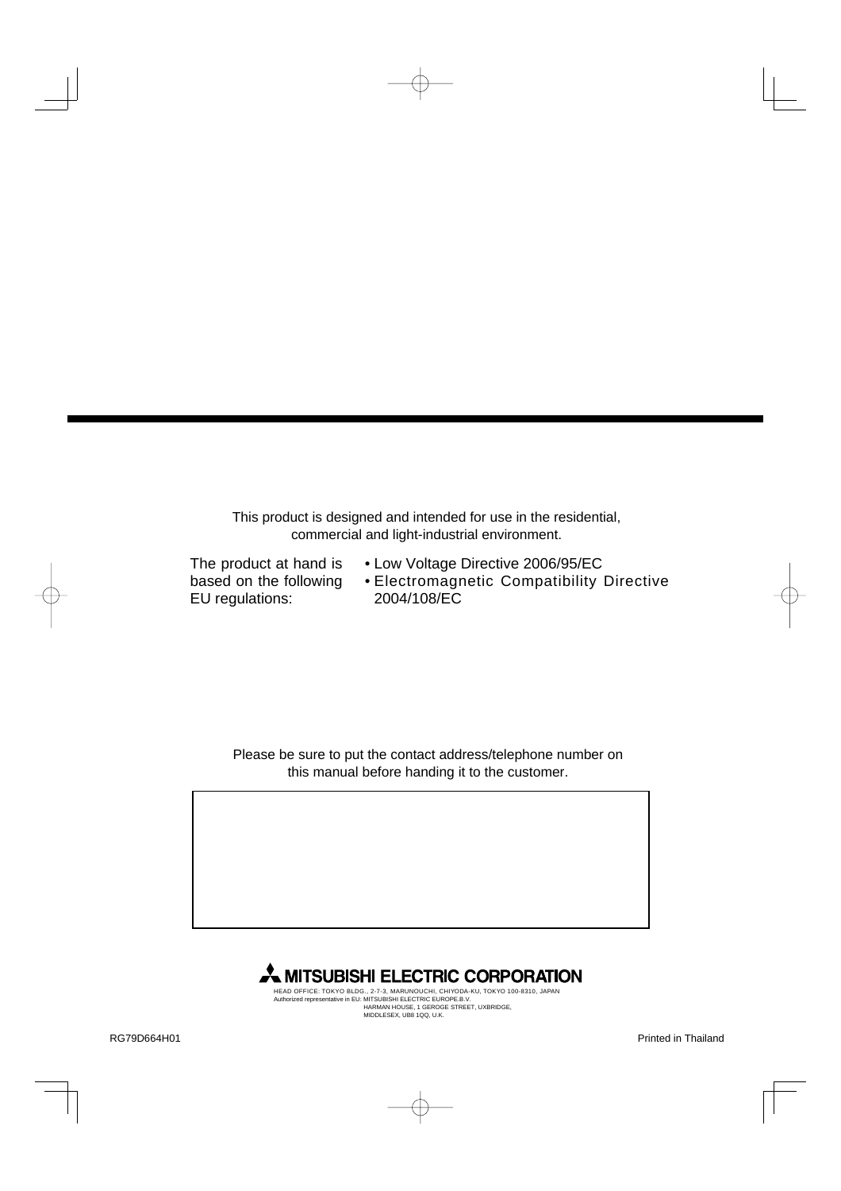This product is designed and intended for use in the residential, commercial and light-industrial environment.

The product at hand is based on the following EU regulations:

- Low Voltage Directive 2006/95/EC
- Electromagnetic Compatibility Directive 2004/108/EC

Please be sure to put the contact address/telephone number on this manual before handing it to the customer.

| |
|---|
| |

**MITSUBISHI ELECTRIC CORPORATION**

HEAD OFFICE: TOKYO BLDG., 2-7-3, MARUNOUCHI, CHIYODA-KU, TOKYO 100-8310, JAPAN
Authorized representative in EU: MITSUBISHI ELECTRIC EUROPE B.V.
HARMAN HOUSE, 1 GEROGE STREET, UXBRIDGE,
MIDDLESEX, UB8 1QQ, U.K.

RG79D664H01

Printed in Thailand